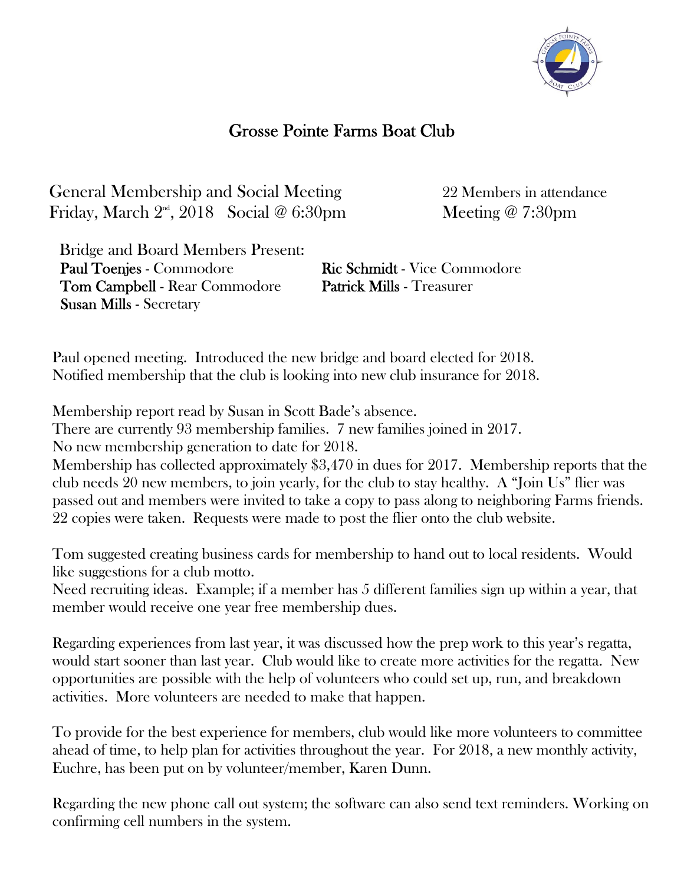# Grosse Pointe Farms Boat Club

General Membership and Social Meeting — 22 Members in attendance

Friday, March 2nd, 2018 Social @ 6:30pm — Meeting @ 7:30pm

Bridge and Board Members Present:

**Paul Toenjes** - Commodore
**Ric Schmidt** - Vice Commodore
**Tom Campbell** - Rear Commodore
**Patrick Mills** - Treasurer
**Susan Mills** - Secretary

Paul opened meeting. Introduced the new bridge and board elected for 2018.
Notified membership that the club is looking into new club insurance for 2018.

Membership report read by Susan in Scott Bade's absence.
There are currently 93 membership families. 7 new families joined in 2017.
No new membership generation to date for 2018.
Membership has collected approximately $3,470 in dues for 2017. Membership reports that the club needs 20 new members, to join yearly, for the club to stay healthy. A "Join Us" flier was passed out and members were invited to take a copy to pass along to neighboring Farms friends. 22 copies were taken. Requests were made to post the flier onto the club website.

Tom suggested creating business cards for membership to hand out to local residents. Would like suggestions for a club motto.
Need recruiting ideas. Example; if a member has 5 different families sign up within a year, that member would receive one year free membership dues.

Regarding experiences from last year, it was discussed how the prep work to this year's regatta, would start sooner than last year. Club would like to create more activities for the regatta. New opportunities are possible with the help of volunteers who could set up, run, and breakdown activities. More volunteers are needed to make that happen.

To provide for the best experience for members, club would like more volunteers to committee ahead of time, to help plan for activities throughout the year. For 2018, a new monthly activity, Euchre, has been put on by volunteer/member, Karen Dunn.

Regarding the new phone call out system; the software can also send text reminders. Working on confirming cell numbers in the system.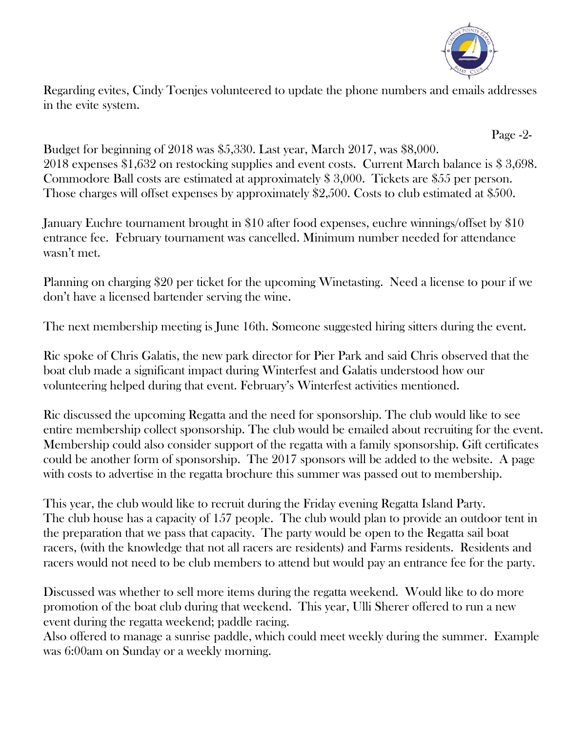Regarding evites, Cindy Toenjes volunteered to update the phone numbers and emails addresses in the evite system.

Budget for beginning of 2018 was $5,330. Last year, March 2017, was $8,000.
2018 expenses $1,632 on restocking supplies and event costs. Current March balance is $ 3,698. Commodore Ball costs are estimated at approximately $ 3,000. Tickets are $55 per person. Those charges will offset expenses by approximately $2,500. Costs to club estimated at $500.

January Euchre tournament brought in $10 after food expenses, euchre winnings/offset by $10 entrance fee. February tournament was cancelled. Minimum number needed for attendance wasn't met.

Planning on charging $20 per ticket for the upcoming Winetasting. Need a license to pour if we don't have a licensed bartender serving the wine.

The next membership meeting is June 16th. Someone suggested hiring sitters during the event.

Ric spoke of Chris Galatis, the new park director for Pier Park and said Chris observed that the boat club made a significant impact during Winterfest and Galatis understood how our volunteering helped during that event. February's Winterfest activities mentioned.

Ric discussed the upcoming Regatta and the need for sponsorship. The club would like to see entire membership collect sponsorship. The club would be emailed about recruiting for the event. Membership could also consider support of the regatta with a family sponsorship. Gift certificates could be another form of sponsorship. The 2017 sponsors will be added to the website. A page with costs to advertise in the regatta brochure this summer was passed out to membership.

This year, the club would like to recruit during the Friday evening Regatta Island Party.
The club house has a capacity of 157 people. The club would plan to provide an outdoor tent in the preparation that we pass that capacity. The party would be open to the Regatta sail boat racers, (with the knowledge that not all racers are residents) and Farms residents. Residents and racers would not need to be club members to attend but would pay an entrance fee for the party.

Discussed was whether to sell more items during the regatta weekend. Would like to do more promotion of the boat club during that weekend. This year, Ulli Sherer offered to run a new event during the regatta weekend; paddle racing.
Also offered to manage a sunrise paddle, which could meet weekly during the summer. Example was 6:00am on Sunday or a weekly morning.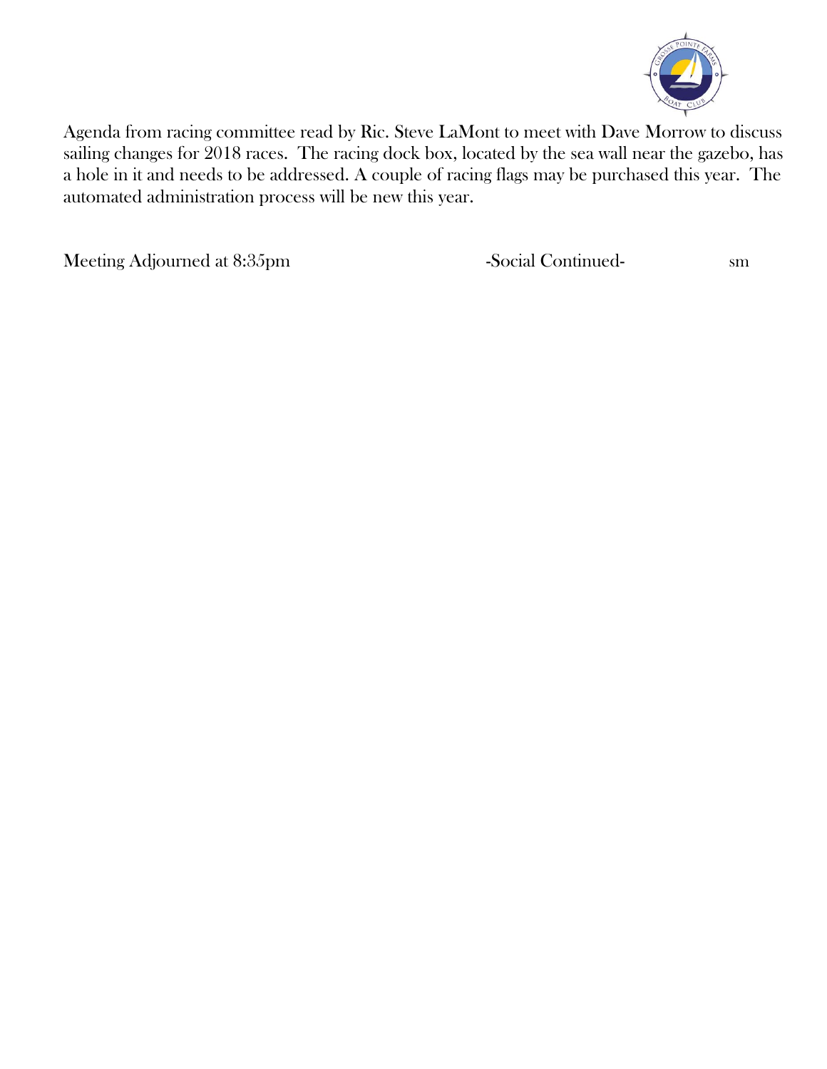Agenda from racing committee read by Ric. Steve LaMont to meet with Dave Morrow to discuss sailing changes for 2018 races. The racing dock box, located by the sea wall near the gazebo, has a hole in it and needs to be addressed. A couple of racing flags may be purchased this year. The automated administration process will be new this year.

Meeting Adjourned at 8:35pm -Social Continued- sm